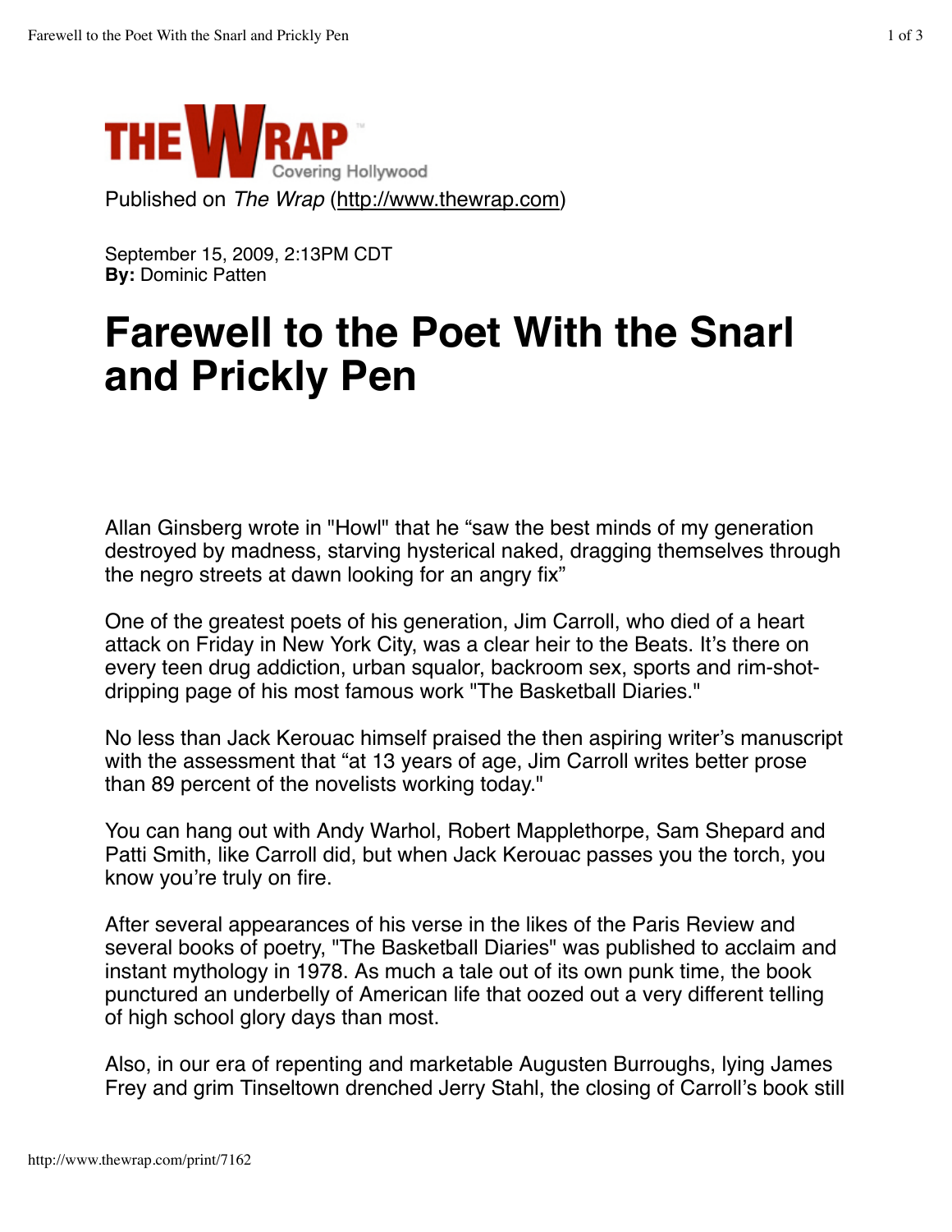Published on *The Wrap* (http://www.thewrap.com)

September 15, 2009, 2:13PM CDT
**By:** Dominic Patten

# Farewell to the Poet With the Snarl and Prickly Pen

Allan Ginsberg wrote in "Howl" that he "saw the best minds of my generation destroyed by madness, starving hysterical naked, dragging themselves through the negro streets at dawn looking for an angry fix"

One of the greatest poets of his generation, Jim Carroll, who died of a heart attack on Friday in New York City, was a clear heir to the Beats. It's there on every teen drug addiction, urban squalor, backroom sex, sports and rim-shot-dripping page of his most famous work "The Basketball Diaries."

No less than Jack Kerouac himself praised the then aspiring writer's manuscript with the assessment that "at 13 years of age, Jim Carroll writes better prose than 89 percent of the novelists working today."

You can hang out with Andy Warhol, Robert Mapplethorpe, Sam Shepard and Patti Smith, like Carroll did, but when Jack Kerouac passes you the torch, you know you're truly on fire.

After several appearances of his verse in the likes of the Paris Review and several books of poetry, "The Basketball Diaries" was published to acclaim and instant mythology in 1978. As much a tale out of its own punk time, the book punctured an underbelly of American life that oozed out a very different telling of high school glory days than most.

Also, in our era of repenting and marketable Augusten Burroughs, lying James Frey and grim Tinseltown drenched Jerry Stahl, the closing of Carroll's book still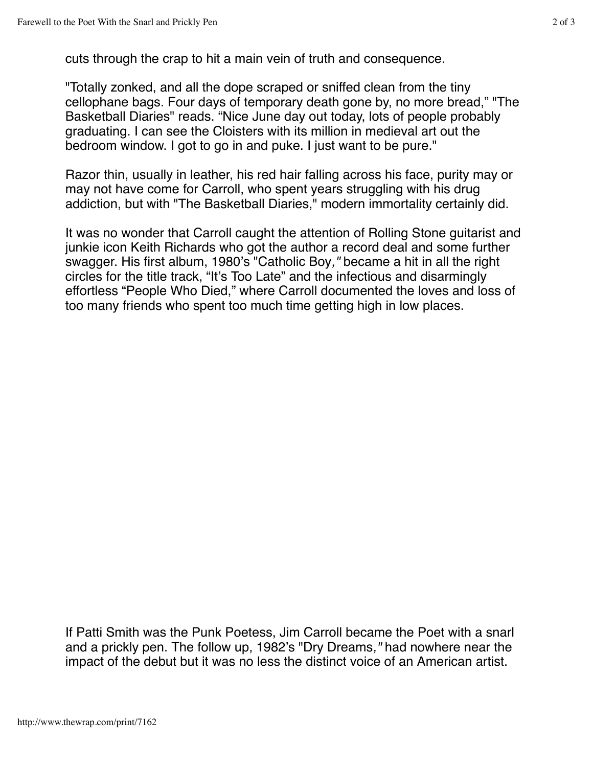cuts through the crap to hit a main vein of truth and consequence.

"Totally zonked, and all the dope scraped or sniffed clean from the tiny cellophane bags. Four days of temporary death gone by, no more bread," "The Basketball Diaries" reads. "Nice June day out today, lots of people probably graduating. I can see the Cloisters with its million in medieval art out the bedroom window. I got to go in and puke. I just want to be pure."

Razor thin, usually in leather, his red hair falling across his face, purity may or may not have come for Carroll, who spent years struggling with his drug addiction, but with "The Basketball Diaries," modern immortality certainly did.

It was no wonder that Carroll caught the attention of Rolling Stone guitarist and junkie icon Keith Richards who got the author a record deal and some further swagger. His first album, 1980's "Catholic Boy," became a hit in all the right circles for the title track, "It's Too Late" and the infectious and disarmingly effortless "People Who Died," where Carroll documented the loves and loss of too many friends who spent too much time getting high in low places.

If Patti Smith was the Punk Poetess, Jim Carroll became the Poet with a snarl and a prickly pen. The follow up, 1982's "Dry Dreams," had nowhere near the impact of the debut but it was no less the distinct voice of an American artist.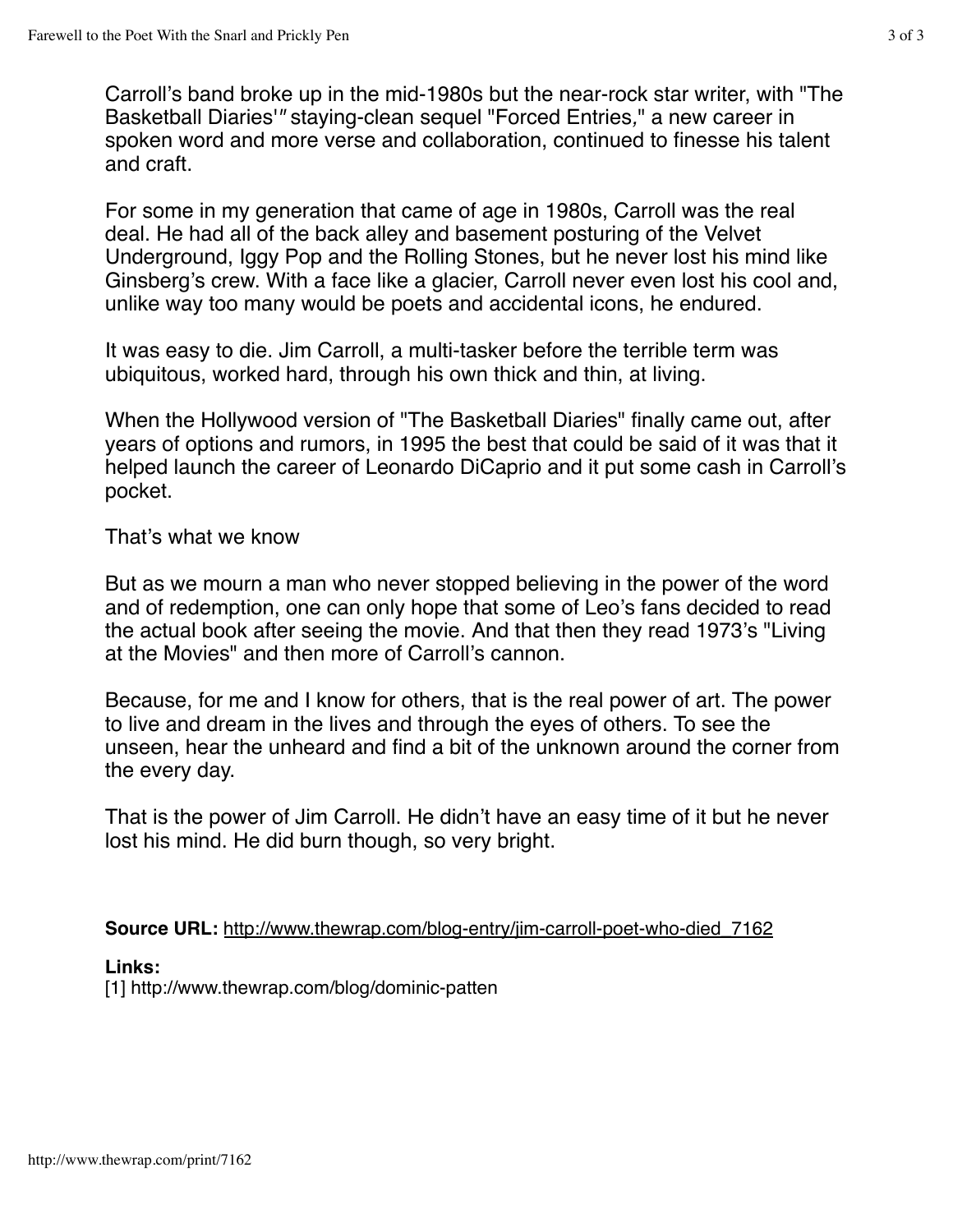Carroll's band broke up in the mid-1980s but the near-rock star writer, with "The Basketball Diaries'" staying-clean sequel "Forced Entries," a new career in spoken word and more verse and collaboration, continued to finesse his talent and craft.

For some in my generation that came of age in 1980s, Carroll was the real deal. He had all of the back alley and basement posturing of the Velvet Underground, Iggy Pop and the Rolling Stones, but he never lost his mind like Ginsberg's crew. With a face like a glacier, Carroll never even lost his cool and, unlike way too many would be poets and accidental icons, he endured.

It was easy to die. Jim Carroll, a multi-tasker before the terrible term was ubiquitous, worked hard, through his own thick and thin, at living.

When the Hollywood version of "The Basketball Diaries" finally came out, after years of options and rumors, in 1995 the best that could be said of it was that it helped launch the career of Leonardo DiCaprio and it put some cash in Carroll's pocket.

That's what we know

But as we mourn a man who never stopped believing in the power of the word and of redemption, one can only hope that some of Leo's fans decided to read the actual book after seeing the movie. And that then they read 1973's "Living at the Movies" and then more of Carroll's cannon.

Because, for me and I know for others, that is the real power of art. The power to live and dream in the lives and through the eyes of others. To see the unseen, hear the unheard and find a bit of the unknown around the corner from the every day.

That is the power of Jim Carroll. He didn't have an easy time of it but he never lost his mind. He did burn though, so very bright.

**Source URL:** http://www.thewrap.com/blog-entry/jim-carroll-poet-who-died_7162

**Links:**
[1] http://www.thewrap.com/blog/dominic-patten